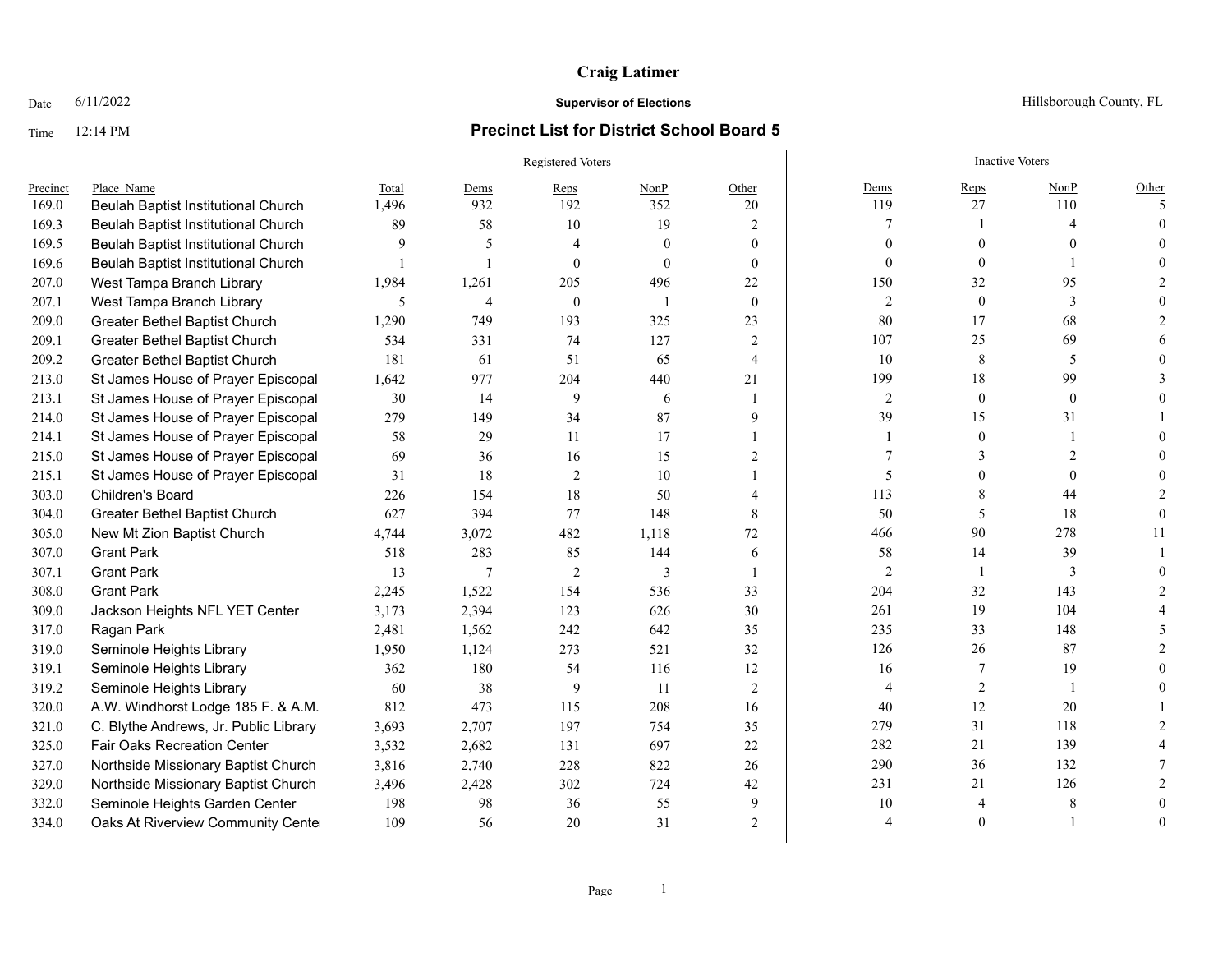# Craig Latimer

Date 6/11/2022 **Supervisor of Elections** Hillsborough County, FL

Time 12:14 PM

## Precinct List for District School Board 5

| Precinct | Place_Name | Total | Registered Voters | | | | Inactive Voters | | | |
|---|---|---|---|---|---|---|---|---|---|---|
| | | | Dems | Reps | NonP | Other | Dems | Reps | NonP | Other |
| 169.0 | Beulah Baptist Institutional Church | 1,496 | 932 | 192 | 352 | 20 | 119 | 27 | 110 | 5 |
| 169.3 | Beulah Baptist Institutional Church | 89 | 58 | 10 | 19 | 2 | 7 | 1 | 4 | 0 |
| 169.5 | Beulah Baptist Institutional Church | 9 | 5 | 4 | 0 | 0 | 0 | 0 | 0 | 0 |
| 169.6 | Beulah Baptist Institutional Church | 1 | 1 | 0 | 0 | 0 | 0 | 0 | 1 | 0 |
| 207.0 | West Tampa Branch Library | 1,984 | 1,261 | 205 | 496 | 22 | 150 | 32 | 95 | 2 |
| 207.1 | West Tampa Branch Library | 5 | 4 | 0 | 1 | 0 | 2 | 0 | 3 | 0 |
| 209.0 | Greater Bethel Baptist Church | 1,290 | 749 | 193 | 325 | 23 | 80 | 17 | 68 | 2 |
| 209.1 | Greater Bethel Baptist Church | 534 | 331 | 74 | 127 | 2 | 107 | 25 | 69 | 6 |
| 209.2 | Greater Bethel Baptist Church | 181 | 61 | 51 | 65 | 4 | 10 | 8 | 5 | 0 |
| 213.0 | St James House of Prayer Episcopal | 1,642 | 977 | 204 | 440 | 21 | 199 | 18 | 99 | 3 |
| 213.1 | St James House of Prayer Episcopal | 30 | 14 | 9 | 6 | 1 | 2 | 0 | 0 | 0 |
| 214.0 | St James House of Prayer Episcopal | 279 | 149 | 34 | 87 | 9 | 39 | 15 | 31 | 1 |
| 214.1 | St James House of Prayer Episcopal | 58 | 29 | 11 | 17 | 1 | 1 | 0 | 1 | 0 |
| 215.0 | St James House of Prayer Episcopal | 69 | 36 | 16 | 15 | 2 | 7 | 3 | 2 | 0 |
| 215.1 | St James House of Prayer Episcopal | 31 | 18 | 2 | 10 | 1 | 5 | 0 | 0 | 0 |
| 303.0 | Children's Board | 226 | 154 | 18 | 50 | 4 | 113 | 8 | 44 | 2 |
| 304.0 | Greater Bethel Baptist Church | 627 | 394 | 77 | 148 | 8 | 50 | 5 | 18 | 0 |
| 305.0 | New Mt Zion Baptist Church | 4,744 | 3,072 | 482 | 1,118 | 72 | 466 | 90 | 278 | 11 |
| 307.0 | Grant Park | 518 | 283 | 85 | 144 | 6 | 58 | 14 | 39 | 1 |
| 307.1 | Grant Park | 13 | 7 | 2 | 3 | 1 | 2 | 1 | 3 | 0 |
| 308.0 | Grant Park | 2,245 | 1,522 | 154 | 536 | 33 | 204 | 32 | 143 | 2 |
| 309.0 | Jackson Heights NFL YET Center | 3,173 | 2,394 | 123 | 626 | 30 | 261 | 19 | 104 | 4 |
| 317.0 | Ragan Park | 2,481 | 1,562 | 242 | 642 | 35 | 235 | 33 | 148 | 5 |
| 319.0 | Seminole Heights Library | 1,950 | 1,124 | 273 | 521 | 32 | 126 | 26 | 87 | 2 |
| 319.1 | Seminole Heights Library | 362 | 180 | 54 | 116 | 12 | 16 | 7 | 19 | 0 |
| 319.2 | Seminole Heights Library | 60 | 38 | 9 | 11 | 2 | 4 | 2 | 1 | 0 |
| 320.0 | A.W. Windhorst Lodge 185 F. & A.M. | 812 | 473 | 115 | 208 | 16 | 40 | 12 | 20 | 1 |
| 321.0 | C. Blythe Andrews, Jr. Public Library | 3,693 | 2,707 | 197 | 754 | 35 | 279 | 31 | 118 | 2 |
| 325.0 | Fair Oaks Recreation Center | 3,532 | 2,682 | 131 | 697 | 22 | 282 | 21 | 139 | 4 |
| 327.0 | Northside Missionary Baptist Church | 3,816 | 2,740 | 228 | 822 | 26 | 290 | 36 | 132 | 7 |
| 329.0 | Northside Missionary Baptist Church | 3,496 | 2,428 | 302 | 724 | 42 | 231 | 21 | 126 | 2 |
| 332.0 | Seminole Heights Garden Center | 198 | 98 | 36 | 55 | 9 | 10 | 4 | 8 | 0 |
| 334.0 | Oaks At Riverview Community Cente | 109 | 56 | 20 | 31 | 2 | 4 | 0 | 1 | 0 |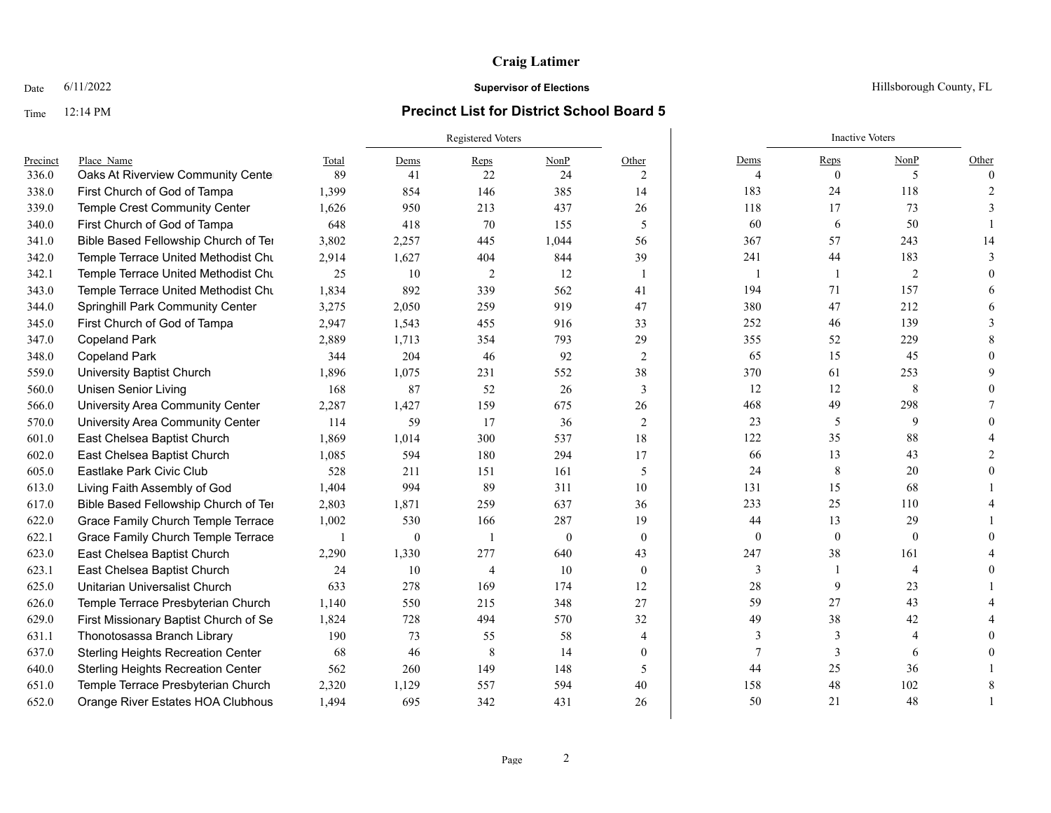**Craig Latimer**

Date 6/11/2022 — **Supervisor of Elections** — Hillsborough County, FL

Time 12:14 PM — **Precinct List for District School Board 5**

| | | | Registered Voters | | | | Inactive Voters | | | |
|---|---|---|---|---|---|---|---|---|---|---|
| Precinct | Place_Name | Total | Dems | Reps | NonP | Other | Dems | Reps | NonP | Other |
| 336.0 | Oaks At Riverview Community Cente | 89 | 41 | 22 | 24 | 2 | 4 | 0 | 5 | 0 |
| 338.0 | First Church of God of Tampa | 1,399 | 854 | 146 | 385 | 14 | 183 | 24 | 118 | 2 |
| 339.0 | Temple Crest Community Center | 1,626 | 950 | 213 | 437 | 26 | 118 | 17 | 73 | 3 |
| 340.0 | First Church of God of Tampa | 648 | 418 | 70 | 155 | 5 | 60 | 6 | 50 | 1 |
| 341.0 | Bible Based Fellowship Church of Te | 3,802 | 2,257 | 445 | 1,044 | 56 | 367 | 57 | 243 | 14 |
| 342.0 | Temple Terrace United Methodist Chu | 2,914 | 1,627 | 404 | 844 | 39 | 241 | 44 | 183 | 3 |
| 342.1 | Temple Terrace United Methodist Chu | 25 | 10 | 2 | 12 | 1 | 1 | 1 | 2 | 0 |
| 343.0 | Temple Terrace United Methodist Chu | 1,834 | 892 | 339 | 562 | 41 | 194 | 71 | 157 | 6 |
| 344.0 | Springhill Park Community Center | 3,275 | 2,050 | 259 | 919 | 47 | 380 | 47 | 212 | 6 |
| 345.0 | First Church of God of Tampa | 2,947 | 1,543 | 455 | 916 | 33 | 252 | 46 | 139 | 3 |
| 347.0 | Copeland Park | 2,889 | 1,713 | 354 | 793 | 29 | 355 | 52 | 229 | 8 |
| 348.0 | Copeland Park | 344 | 204 | 46 | 92 | 2 | 65 | 15 | 45 | 0 |
| 559.0 | University Baptist Church | 1,896 | 1,075 | 231 | 552 | 38 | 370 | 61 | 253 | 9 |
| 560.0 | Unisen Senior Living | 168 | 87 | 52 | 26 | 3 | 12 | 12 | 8 | 0 |
| 566.0 | University Area Community Center | 2,287 | 1,427 | 159 | 675 | 26 | 468 | 49 | 298 | 7 |
| 570.0 | University Area Community Center | 114 | 59 | 17 | 36 | 2 | 23 | 5 | 9 | 0 |
| 601.0 | East Chelsea Baptist Church | 1,869 | 1,014 | 300 | 537 | 18 | 122 | 35 | 88 | 4 |
| 602.0 | East Chelsea Baptist Church | 1,085 | 594 | 180 | 294 | 17 | 66 | 13 | 43 | 2 |
| 605.0 | Eastlake Park Civic Club | 528 | 211 | 151 | 161 | 5 | 24 | 8 | 20 | 0 |
| 613.0 | Living Faith Assembly of God | 1,404 | 994 | 89 | 311 | 10 | 131 | 15 | 68 | 1 |
| 617.0 | Bible Based Fellowship Church of Te | 2,803 | 1,871 | 259 | 637 | 36 | 233 | 25 | 110 | 4 |
| 622.0 | Grace Family Church Temple Terrace | 1,002 | 530 | 166 | 287 | 19 | 44 | 13 | 29 | 1 |
| 622.1 | Grace Family Church Temple Terrace | 1 | 0 | 1 | 0 | 0 | 0 | 0 | 0 | 0 |
| 623.0 | East Chelsea Baptist Church | 2,290 | 1,330 | 277 | 640 | 43 | 247 | 38 | 161 | 4 |
| 623.1 | East Chelsea Baptist Church | 24 | 10 | 4 | 10 | 0 | 3 | 1 | 4 | 0 |
| 625.0 | Unitarian Universalist Church | 633 | 278 | 169 | 174 | 12 | 28 | 9 | 23 | 1 |
| 626.0 | Temple Terrace Presbyterian Church | 1,140 | 550 | 215 | 348 | 27 | 59 | 27 | 43 | 4 |
| 629.0 | First Missionary Baptist Church of Se | 1,824 | 728 | 494 | 570 | 32 | 49 | 38 | 42 | 4 |
| 631.1 | Thonotosassa Branch Library | 190 | 73 | 55 | 58 | 4 | 3 | 3 | 4 | 0 |
| 637.0 | Sterling Heights Recreation Center | 68 | 46 | 8 | 14 | 0 | 7 | 3 | 6 | 0 |
| 640.0 | Sterling Heights Recreation Center | 562 | 260 | 149 | 148 | 5 | 44 | 25 | 36 | 1 |
| 651.0 | Temple Terrace Presbyterian Church | 2,320 | 1,129 | 557 | 594 | 40 | 158 | 48 | 102 | 8 |
| 652.0 | Orange River Estates HOA Clubhous | 1,494 | 695 | 342 | 431 | 26 | 50 | 21 | 48 | 1 |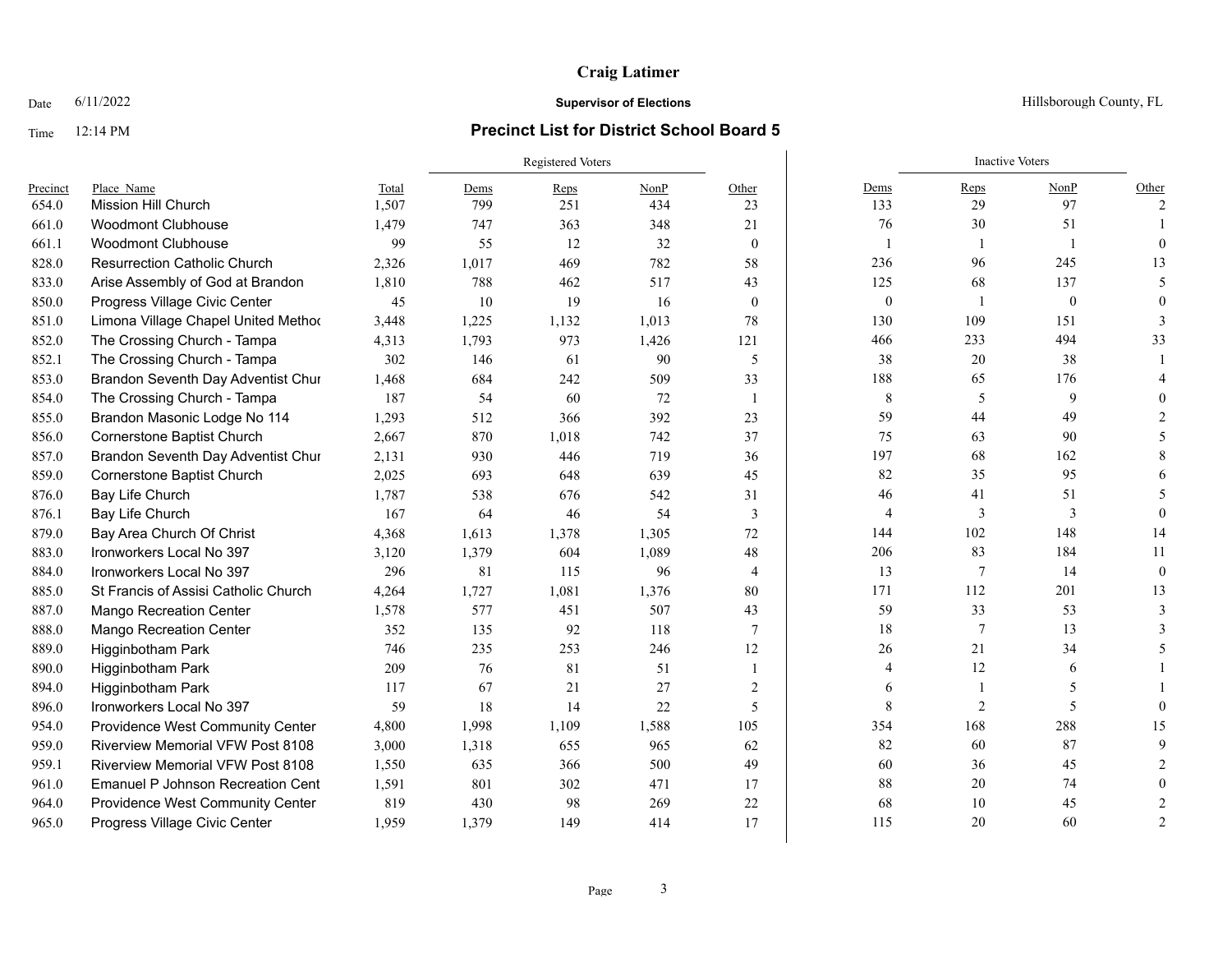**Craig Latimer**

Date 6/11/2022 **Supervisor of Elections** Hillsborough County, FL

Time 12:14 PM **Precinct List for District School Board 5**

| | | | Registered Voters | | | | Inactive Voters | | | |
|---|---|---|---|---|---|---|---|---|---|---|
| Precinct | Place_Name | Total | Dems | Reps | NonP | Other | Dems | Reps | NonP | Other |
| 654.0 | Mission Hill Church | 1,507 | 799 | 251 | 434 | 23 | 133 | 29 | 97 | 2 |
| 661.0 | Woodmont Clubhouse | 1,479 | 747 | 363 | 348 | 21 | 76 | 30 | 51 | 1 |
| 661.1 | Woodmont Clubhouse | 99 | 55 | 12 | 32 | 0 | 1 | 1 | 1 | 0 |
| 828.0 | Resurrection Catholic Church | 2,326 | 1,017 | 469 | 782 | 58 | 236 | 96 | 245 | 13 |
| 833.0 | Arise Assembly of God at Brandon | 1,810 | 788 | 462 | 517 | 43 | 125 | 68 | 137 | 5 |
| 850.0 | Progress Village Civic Center | 45 | 10 | 19 | 16 | 0 | 0 | 1 | 0 | 0 |
| 851.0 | Limona Village Chapel United Methoc | 3,448 | 1,225 | 1,132 | 1,013 | 78 | 130 | 109 | 151 | 3 |
| 852.0 | The Crossing Church - Tampa | 4,313 | 1,793 | 973 | 1,426 | 121 | 466 | 233 | 494 | 33 |
| 852.1 | The Crossing Church - Tampa | 302 | 146 | 61 | 90 | 5 | 38 | 20 | 38 | 1 |
| 853.0 | Brandon Seventh Day Adventist Chur | 1,468 | 684 | 242 | 509 | 33 | 188 | 65 | 176 | 4 |
| 854.0 | The Crossing Church - Tampa | 187 | 54 | 60 | 72 | 1 | 8 | 5 | 9 | 0 |
| 855.0 | Brandon Masonic Lodge No 114 | 1,293 | 512 | 366 | 392 | 23 | 59 | 44 | 49 | 2 |
| 856.0 | Cornerstone Baptist Church | 2,667 | 870 | 1,018 | 742 | 37 | 75 | 63 | 90 | 5 |
| 857.0 | Brandon Seventh Day Adventist Chur | 2,131 | 930 | 446 | 719 | 36 | 197 | 68 | 162 | 8 |
| 859.0 | Cornerstone Baptist Church | 2,025 | 693 | 648 | 639 | 45 | 82 | 35 | 95 | 6 |
| 876.0 | Bay Life Church | 1,787 | 538 | 676 | 542 | 31 | 46 | 41 | 51 | 5 |
| 876.1 | Bay Life Church | 167 | 64 | 46 | 54 | 3 | 4 | 3 | 3 | 0 |
| 879.0 | Bay Area Church Of Christ | 4,368 | 1,613 | 1,378 | 1,305 | 72 | 144 | 102 | 148 | 14 |
| 883.0 | Ironworkers Local No 397 | 3,120 | 1,379 | 604 | 1,089 | 48 | 206 | 83 | 184 | 11 |
| 884.0 | Ironworkers Local No 397 | 296 | 81 | 115 | 96 | 4 | 13 | 7 | 14 | 0 |
| 885.0 | St Francis of Assisi Catholic Church | 4,264 | 1,727 | 1,081 | 1,376 | 80 | 171 | 112 | 201 | 13 |
| 887.0 | Mango Recreation Center | 1,578 | 577 | 451 | 507 | 43 | 59 | 33 | 53 | 3 |
| 888.0 | Mango Recreation Center | 352 | 135 | 92 | 118 | 7 | 18 | 7 | 13 | 3 |
| 889.0 | Higginbotham Park | 746 | 235 | 253 | 246 | 12 | 26 | 21 | 34 | 5 |
| 890.0 | Higginbotham Park | 209 | 76 | 81 | 51 | 1 | 4 | 12 | 6 | 1 |
| 894.0 | Higginbotham Park | 117 | 67 | 21 | 27 | 2 | 6 | 1 | 5 | 1 |
| 896.0 | Ironworkers Local No 397 | 59 | 18 | 14 | 22 | 5 | 8 | 2 | 5 | 0 |
| 954.0 | Providence West Community Center | 4,800 | 1,998 | 1,109 | 1,588 | 105 | 354 | 168 | 288 | 15 |
| 959.0 | Riverview Memorial VFW Post 8108 | 3,000 | 1,318 | 655 | 965 | 62 | 82 | 60 | 87 | 9 |
| 959.1 | Riverview Memorial VFW Post 8108 | 1,550 | 635 | 366 | 500 | 49 | 60 | 36 | 45 | 2 |
| 961.0 | Emanuel P Johnson Recreation Cent | 1,591 | 801 | 302 | 471 | 17 | 88 | 20 | 74 | 0 |
| 964.0 | Providence West Community Center | 819 | 430 | 98 | 269 | 22 | 68 | 10 | 45 | 2 |
| 965.0 | Progress Village Civic Center | 1,959 | 1,379 | 149 | 414 | 17 | 115 | 20 | 60 | 2 |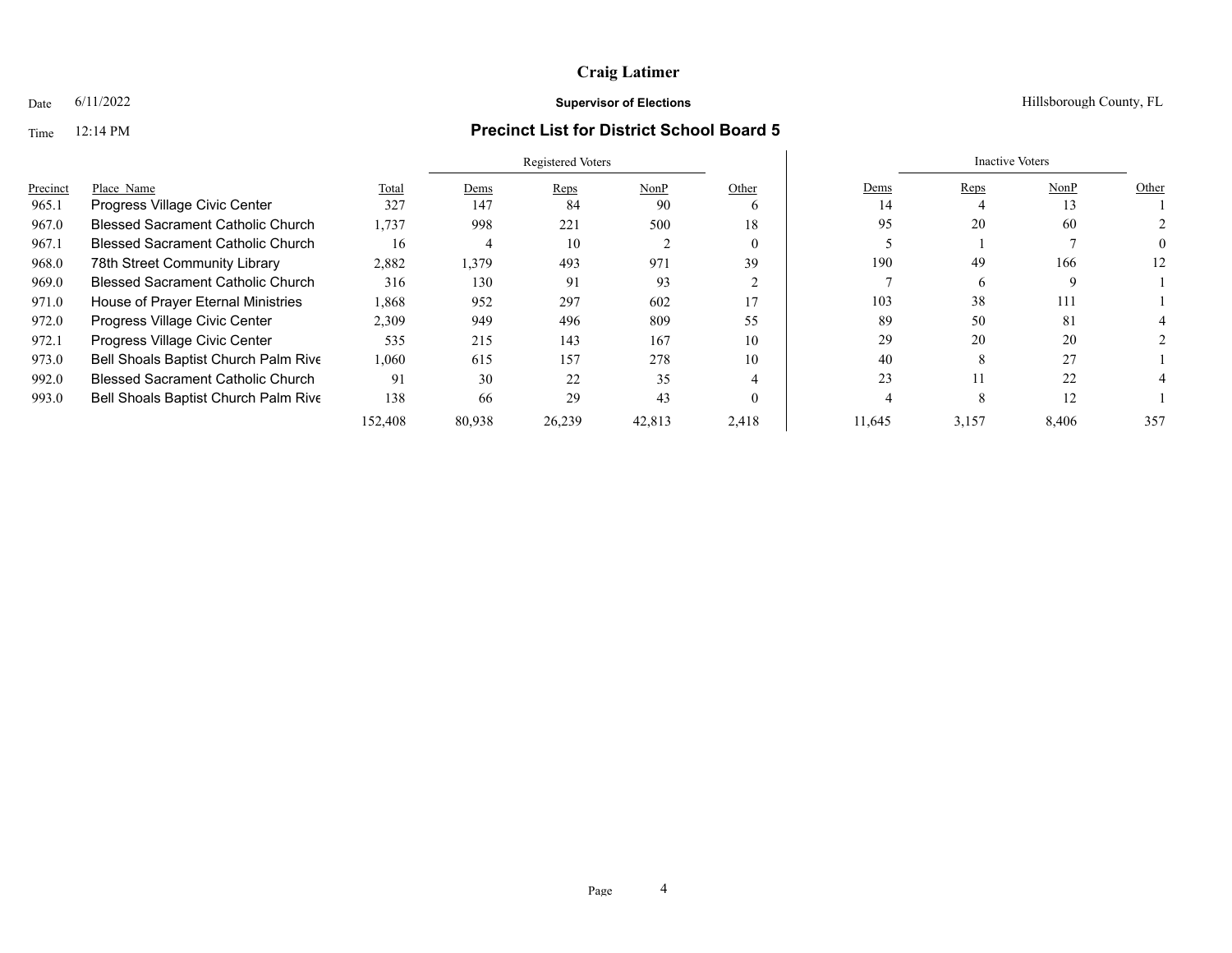# Craig Latimer

Date 6/11/2022

**Supervisor of Elections**

Hillsborough County, FL

Time 12:14 PM

## Precinct List for District School Board 5

| | | | Registered Voters | | | | Inactive Voters | | | |
|---|---|---|---|---|---|---|---|---|---|---|
| Precinct | Place Name | Total | Dems | Reps | NonP | Other | Dems | Reps | NonP | Other |
| 965.1 | Progress Village Civic Center | 327 | 147 | 84 | 90 | 6 | 14 | 4 | 13 | 1 |
| 967.0 | Blessed Sacrament Catholic Church | 1,737 | 998 | 221 | 500 | 18 | 95 | 20 | 60 | 2 |
| 967.1 | Blessed Sacrament Catholic Church | 16 | 4 | 10 | 2 | 0 | 5 | 1 | 7 | 0 |
| 968.0 | 78th Street Community Library | 2,882 | 1,379 | 493 | 971 | 39 | 190 | 49 | 166 | 12 |
| 969.0 | Blessed Sacrament Catholic Church | 316 | 130 | 91 | 93 | 2 | 7 | 6 | 9 | 1 |
| 971.0 | House of Prayer Eternal Ministries | 1,868 | 952 | 297 | 602 | 17 | 103 | 38 | 111 | 1 |
| 972.0 | Progress Village Civic Center | 2,309 | 949 | 496 | 809 | 55 | 89 | 50 | 81 | 4 |
| 972.1 | Progress Village Civic Center | 535 | 215 | 143 | 167 | 10 | 29 | 20 | 20 | 2 |
| 973.0 | Bell Shoals Baptist Church Palm Rive | 1,060 | 615 | 157 | 278 | 10 | 40 | 8 | 27 | 1 |
| 992.0 | Blessed Sacrament Catholic Church | 91 | 30 | 22 | 35 | 4 | 23 | 11 | 22 | 4 |
| 993.0 | Bell Shoals Baptist Church Palm Rive | 138 | 66 | 29 | 43 | 0 | 4 | 8 | 12 | 1 |
| | | 152,408 | 80,938 | 26,239 | 42,813 | 2,418 | 11,645 | 3,157 | 8,406 | 357 |